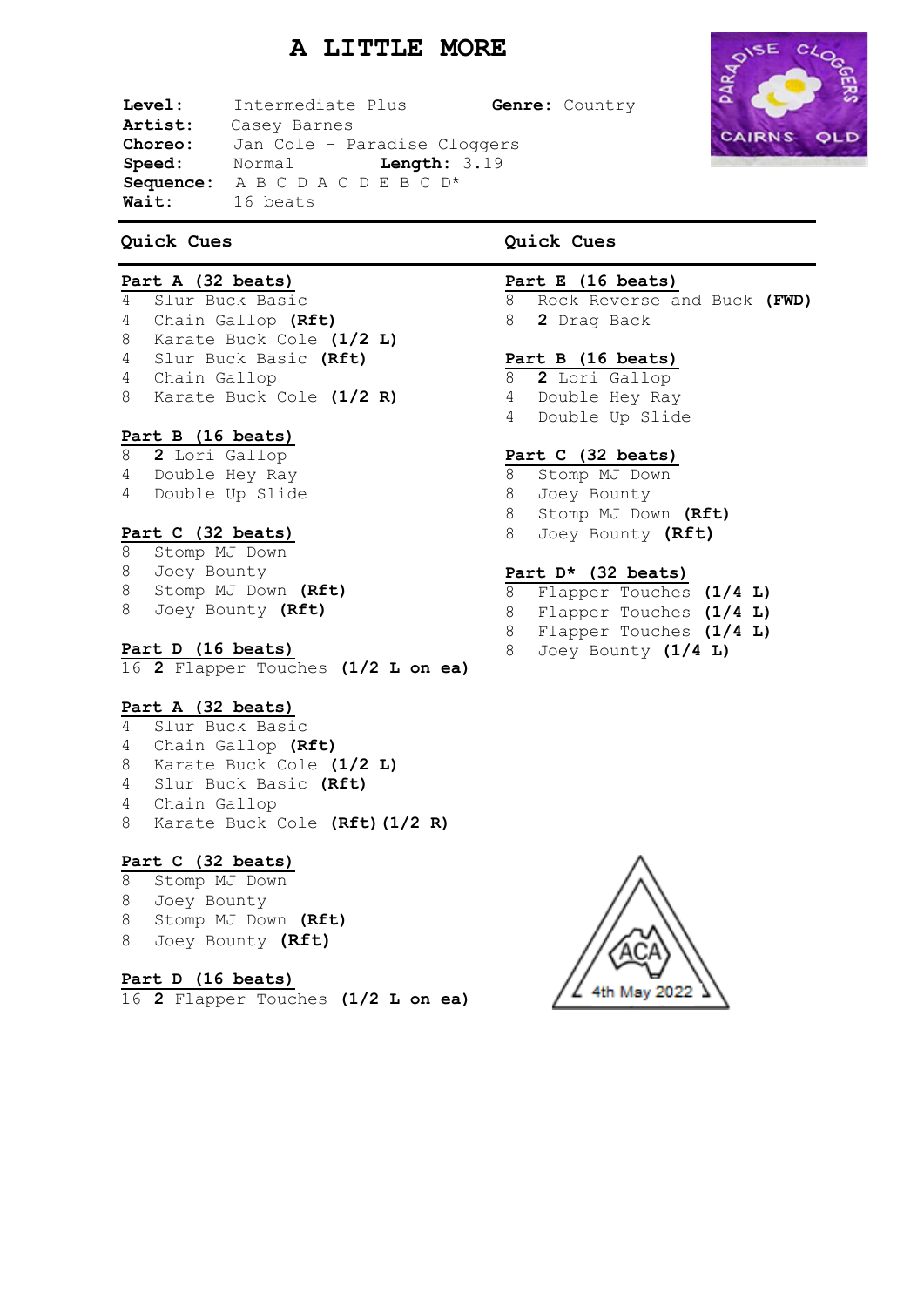# A LITTLE MORE

**Level:** Intermediate Plus **Genre:** Country
**Artist:** Casey Barnes
**Choreo:** Jan Cole – Paradise Cloggers
**Speed:** Normal **Length:** 3.19
**Sequence:** A B C D A C D E B C D*
**Wait:** 16 beats

## Quick Cues

**Part A (32 beats)**

4 Slur Buck Basic
4 Chain Gallop **(Rft)**
8 Karate Buck Cole **(1/2 L)**
4 Slur Buck Basic **(Rft)**
4 Chain Gallop
8 Karate Buck Cole **(1/2 R)**

**Part B (16 beats)**

8 **2** Lori Gallop
4 Double Hey Ray
4 Double Up Slide

**Part C (32 beats)**

8 Stomp MJ Down
8 Joey Bounty
8 Stomp MJ Down **(Rft)**
8 Joey Bounty **(Rft)**

**Part D (16 beats)**

16 **2** Flapper Touches **(1/2 L on ea)**

**Part A (32 beats)**

4 Slur Buck Basic
4 Chain Gallop **(Rft)**
8 Karate Buck Cole **(1/2 L)**
4 Slur Buck Basic **(Rft)**
4 Chain Gallop
8 Karate Buck Cole **(Rft) (1/2 R)**

**Part C (32 beats)**

8 Stomp MJ Down
8 Joey Bounty
8 Stomp MJ Down **(Rft)**
8 Joey Bounty **(Rft)**

**Part D (16 beats)**

16 **2** Flapper Touches **(1/2 L on ea)**

## Quick Cues

**Part E (16 beats)**

8 Rock Reverse and Buck **(FWD)**
8 **2** Drag Back

**Part B (16 beats)**

8 **2** Lori Gallop
4 Double Hey Ray
4 Double Up Slide

**Part C (32 beats)**

8 Stomp MJ Down
8 Joey Bounty
8 Stomp MJ Down **(Rft)**
8 Joey Bounty **(Rft)**

**Part D* (32 beats)**

8 Flapper Touches **(1/4 L)**
8 Flapper Touches **(1/4 L)**
8 Flapper Touches **(1/4 L)**
8 Joey Bounty **(1/4 L)**

ACA 4th May 2022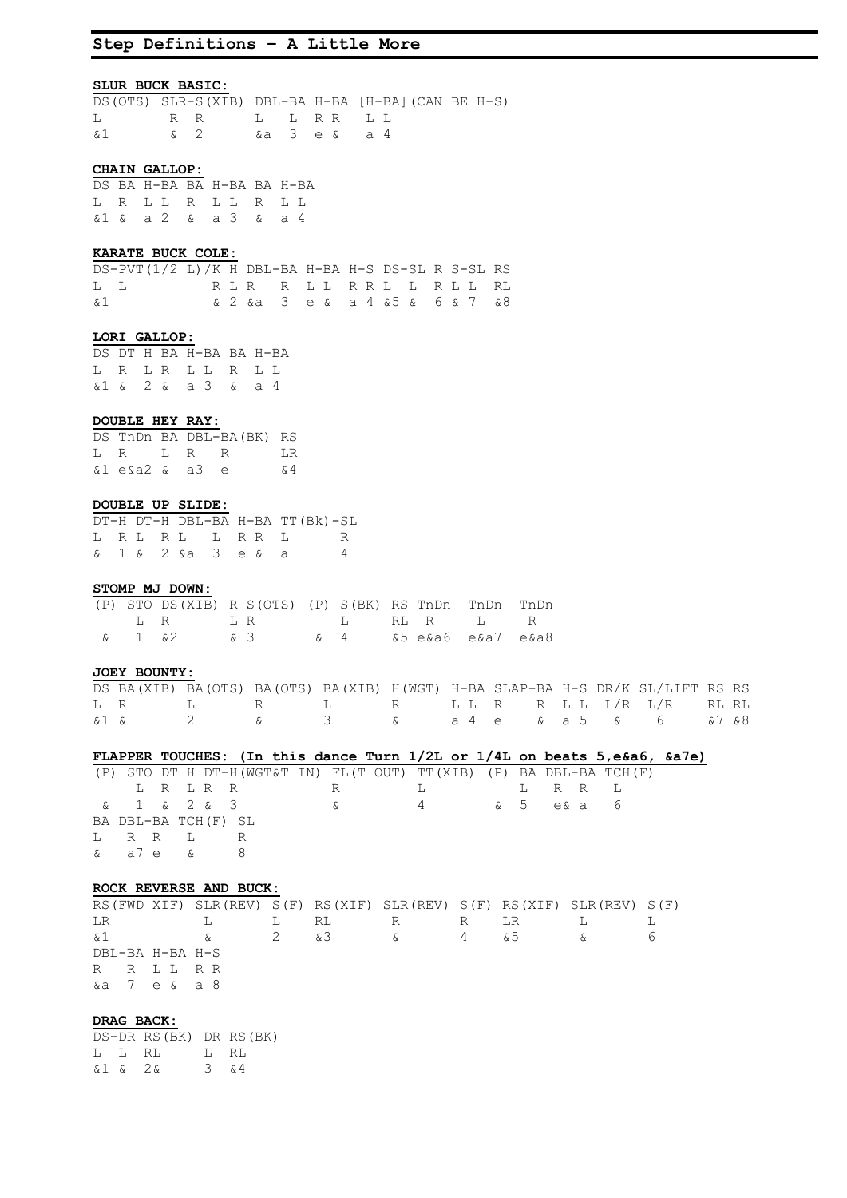## Step Definitions – A Little More

**SLUR BUCK BASIC:**

```
DS(OTS) SLR-S(XIB) DBL-BA H-BA [H-BA](CAN BE H-S)
L        R  R      L  L RR   L L
&1       &  2      &a  3 e&  a 4
```

**CHAIN GALLOP:**

```
DS BA H-BA BA H-BA BA H-BA
L  R  L L  R  L L  R  L L
&1 &  a 2  &  a 3  &  a 4
```

**KARATE BUCK COLE:**

```
DS-PVT(1/2 L)/K H DBL-BA H-BA H-S DS-SL R S-SL RS
L L              R L R  R L L  R R L  L  R L L  RL
&1               & 2 &a  3 e &  a 4 &5 &  6 & 7  &8
```

**LORI GALLOP:**

```
DS DT H BA H-BA BA H-BA
L  R  L R  L L  R  L L
&1 &  2 &  a 3  &  a 4
```

**DOUBLE HEY RAY:**

```
DS TnDn BA DBL-BA(BK) RS
L  R    L  R   R      LR
&1 e&a2 &  a3  e      &4
```

**DOUBLE UP SLIDE:**

```
DT-H DT-H DBL-BA H-BA TT(Bk)-SL
L R  L R  L R R  L          R
& 1  & 2  &a 3 e & a        4
```

**STOMP MJ DOWN:**

```
(P) STO DS(XIB) R S(OTS) (P) S(BK) RS TnDn  TnDn  TnDn
    L   R       L R          L     RL R     L     R
 &  1   &2      & 3      &   4     &5 e&a6  e&a7  e&a8
```

**JOEY BOUNTY:**

```
DS BA(XIB) BA(OTS) BA(OTS) BA(XIB) H(WGT) H-BA SLAP-BA H-S DR/K SL/LIFT RS RS
L  R       L       R       L       R      L L  R       R L  L/R  L/R     RL RL
&1 &       2       &       3       &      a 4  e       & a  5    &       6  &7 &8
```

**FLAPPER TOUCHES: (In this dance Turn 1/2L or 1/4L on beats 5,e&a6, &a7e)**

```
(P) STO DT H DT-H(WGT&T IN) FL(T OUT) TT(XIB) (P) BA DBL-BA TCH(F)
    L   R L R R             R         L           L  R R    L
 &  1   & 2 & 3             &         4       &   5  e& a   6
BA DBL-BA TCH(F) SL
L  R R    L      R
&  a7 e   &      8
```

**ROCK REVERSE AND BUCK:**

```
RS(FWD XIF) SLR(REV) S(F) RS(XIF) SLR(REV) S(F) RS(XIF) SLR(REV) S(F)
LR          L        L    RL      R        R    LR      L        L
&1          &        2    &3      &        4    &5      &        6
DBL-BA H-BA H-S
R  R   L L  R R
&a 7   e &  a 8
```

**DRAG BACK:**

```
DS-DR RS(BK) DR RS(BK)
L L   RL     L  RL
&1 &  2&     3  &4
```